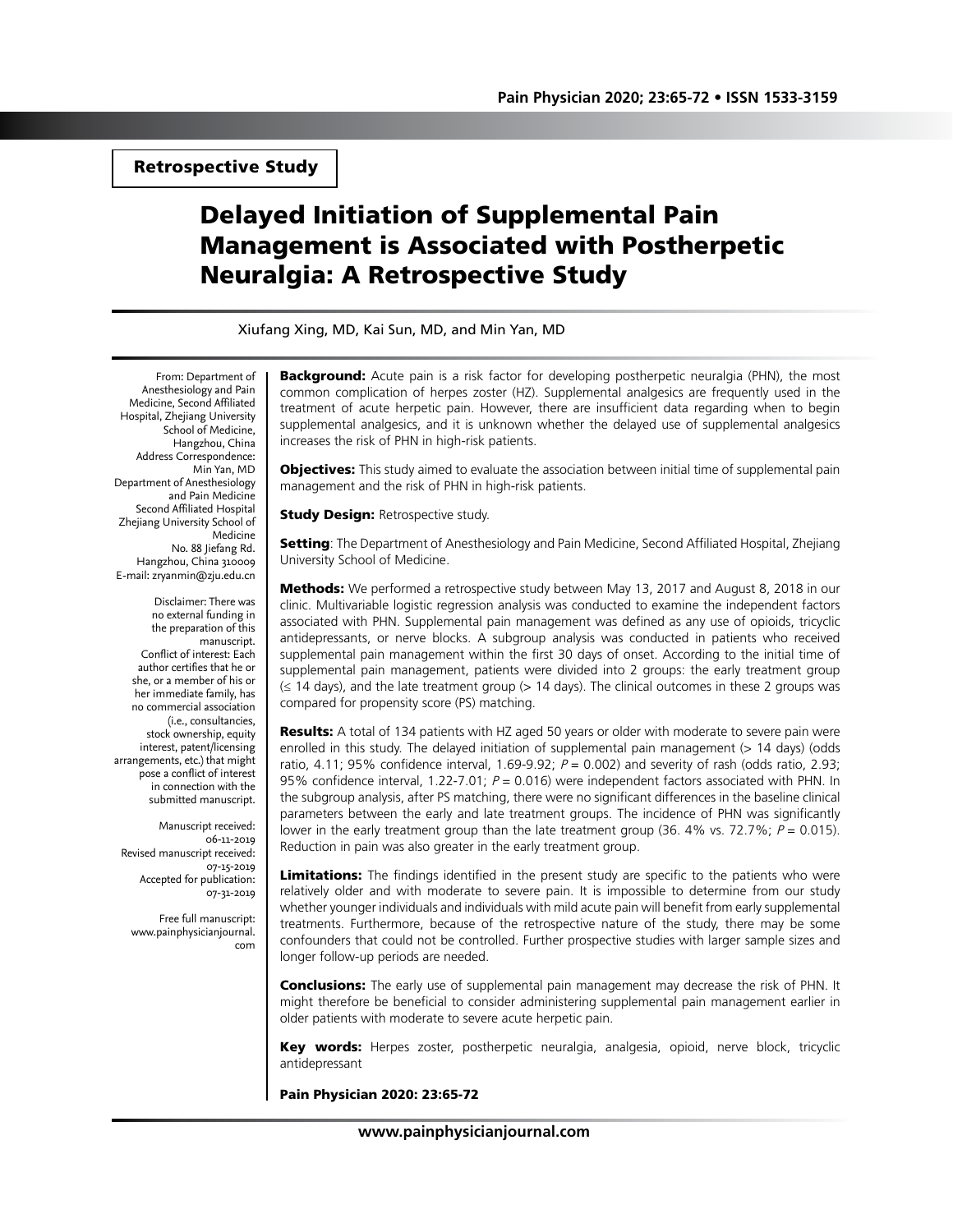Retrospective Study

# Delayed Initiation of Supplemental Pain Management is Associated with Postherpetic Neuralgia: A Retrospective Study

Xiufang Xing, MD, Kai Sun, MD, and Min Yan, MD

From: Department of Anesthesiology and Pain Medicine, Second Affiliated Hospital, Zhejiang University School of Medicine, Hangzhou, China

Address Correspondence: Min Yan, MD
Department of Anesthesiology and Pain Medicine
Second Affiliated Hospital
Zhejiang University School of Medicine
No. 88 Jiefang Rd.
Hangzhou, China 310009
E-mail: zryanmin@zju.edu.cn

Disclaimer: There was no external funding in the preparation of this manuscript.
Conflict of interest: Each author certifies that he or she, or a member of his or her immediate family, has no commercial association (i.e., consultancies, stock ownership, equity interest, patent/licensing arrangements, etc.) that might pose a conflict of interest in connection with the submitted manuscript.

Manuscript received: 06-11-2019
Revised manuscript received: 07-15-2019
Accepted for publication: 07-31-2019

Free full manuscript: www.painphysicianjournal.com

**Background:** Acute pain is a risk factor for developing postherpetic neuralgia (PHN), the most common complication of herpes zoster (HZ). Supplemental analgesics are frequently used in the treatment of acute herpetic pain. However, there are insufficient data regarding when to begin supplemental analgesics, and it is unknown whether the delayed use of supplemental analgesics increases the risk of PHN in high-risk patients.

**Objectives:** This study aimed to evaluate the association between initial time of supplemental pain management and the risk of PHN in high-risk patients.

**Study Design:** Retrospective study.

**Setting**: The Department of Anesthesiology and Pain Medicine, Second Affiliated Hospital, Zhejiang University School of Medicine.

**Methods:** We performed a retrospective study between May 13, 2017 and August 8, 2018 in our clinic. Multivariable logistic regression analysis was conducted to examine the independent factors associated with PHN. Supplemental pain management was defined as any use of opioids, tricyclic antidepressants, or nerve blocks. A subgroup analysis was conducted in patients who received supplemental pain management within the first 30 days of onset. According to the initial time of supplemental pain management, patients were divided into 2 groups: the early treatment group (≤ 14 days), and the late treatment group (> 14 days). The clinical outcomes in these 2 groups was compared for propensity score (PS) matching.

**Results:** A total of 134 patients with HZ aged 50 years or older with moderate to severe pain were enrolled in this study. The delayed initiation of supplemental pain management (> 14 days) (odds ratio, 4.11; 95% confidence interval, 1.69-9.92; *P* = 0.002) and severity of rash (odds ratio, 2.93; 95% confidence interval, 1.22-7.01; *P* = 0.016) were independent factors associated with PHN. In the subgroup analysis, after PS matching, there were no significant differences in the baseline clinical parameters between the early and late treatment groups. The incidence of PHN was significantly lower in the early treatment group than the late treatment group (36. 4% vs. 72.7%; *P* = 0.015). Reduction in pain was also greater in the early treatment group.

**Limitations:** The findings identified in the present study are specific to the patients who were relatively older and with moderate to severe pain. It is impossible to determine from our study whether younger individuals and individuals with mild acute pain will benefit from early supplemental treatments. Furthermore, because of the retrospective nature of the study, there may be some confounders that could not be controlled. Further prospective studies with larger sample sizes and longer follow-up periods are needed.

**Conclusions:** The early use of supplemental pain management may decrease the risk of PHN. It might therefore be beneficial to consider administering supplemental pain management earlier in older patients with moderate to severe acute herpetic pain.

**Key words:** Herpes zoster, postherpetic neuralgia, analgesia, opioid, nerve block, tricyclic antidepressant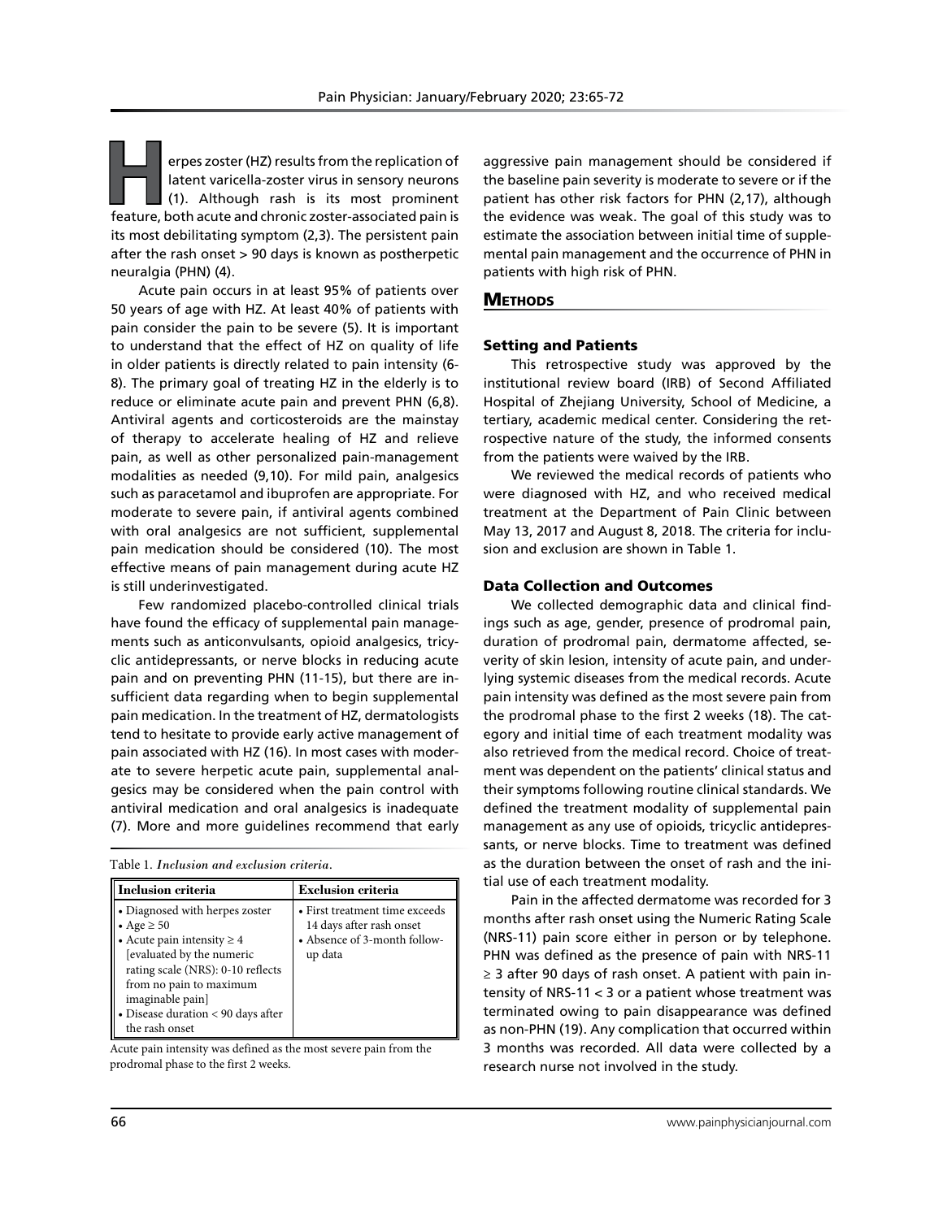Herpes zoster (HZ) results from the replication of latent varicella-zoster virus in sensory neurons (1). Although rash is its most prominent feature, both acute and chronic zoster-associated pain is its most debilitating symptom (2,3). The persistent pain after the rash onset > 90 days is known as postherpetic neuralgia (PHN) (4).

Acute pain occurs in at least 95% of patients over 50 years of age with HZ. At least 40% of patients with pain consider the pain to be severe (5). It is important to understand that the effect of HZ on quality of life in older patients is directly related to pain intensity (6-8). The primary goal of treating HZ in the elderly is to reduce or eliminate acute pain and prevent PHN (6,8). Antiviral agents and corticosteroids are the mainstay of therapy to accelerate healing of HZ and relieve pain, as well as other personalized pain-management modalities as needed (9,10). For mild pain, analgesics such as paracetamol and ibuprofen are appropriate. For moderate to severe pain, if antiviral agents combined with oral analgesics are not sufficient, supplemental pain medication should be considered (10). The most effective means of pain management during acute HZ is still underinvestigated.

Few randomized placebo-controlled clinical trials have found the efficacy of supplemental pain managements such as anticonvulsants, opioid analgesics, tricyclic antidepressants, or nerve blocks in reducing acute pain and on preventing PHN (11-15), but there are insufficient data regarding when to begin supplemental pain medication. In the treatment of HZ, dermatologists tend to hesitate to provide early active management of pain associated with HZ (16). In most cases with moderate to severe herpetic acute pain, supplemental analgesics may be considered when the pain control with antiviral medication and oral analgesics is inadequate (7). More and more guidelines recommend that early aggressive pain management should be considered if the baseline pain severity is moderate to severe or if the patient has other risk factors for PHN (2,17), although the evidence was weak. The goal of this study was to estimate the association between initial time of supplemental pain management and the occurrence of PHN in patients with high risk of PHN.

Table 1. *Inclusion and exclusion criteria.*

| Inclusion criteria | Exclusion criteria |
|---|---|
| • Diagnosed with herpes zoster<br>• Age ≥ 50<br>• Acute pain intensity ≥ 4 [evaluated by the numeric rating scale (NRS): 0-10 reflects from no pain to maximum imaginable pain]<br>• Disease duration < 90 days after the rash onset | • First treatment time exceeds 14 days after rash onset<br>• Absence of 3-month follow-up data |

Acute pain intensity was defined as the most severe pain from the prodromal phase to the first 2 weeks.

## Methods

### Setting and Patients

This retrospective study was approved by the institutional review board (IRB) of Second Affiliated Hospital of Zhejiang University, School of Medicine, a tertiary, academic medical center. Considering the retrospective nature of the study, the informed consents from the patients were waived by the IRB.

We reviewed the medical records of patients who were diagnosed with HZ, and who received medical treatment at the Department of Pain Clinic between May 13, 2017 and August 8, 2018. The criteria for inclusion and exclusion are shown in Table 1.

### Data Collection and Outcomes

We collected demographic data and clinical findings such as age, gender, presence of prodromal pain, duration of prodromal pain, dermatome affected, severity of skin lesion, intensity of acute pain, and underlying systemic diseases from the medical records. Acute pain intensity was defined as the most severe pain from the prodromal phase to the first 2 weeks (18). The category and initial time of each treatment modality was also retrieved from the medical record. Choice of treatment was dependent on the patients' clinical status and their symptoms following routine clinical standards. We defined the treatment modality of supplemental pain management as any use of opioids, tricyclic antidepressants, or nerve blocks. Time to treatment was defined as the duration between the onset of rash and the initial use of each treatment modality.

Pain in the affected dermatome was recorded for 3 months after rash onset using the Numeric Rating Scale (NRS-11) pain score either in person or by telephone. PHN was defined as the presence of pain with NRS-11 ≥ 3 after 90 days of rash onset. A patient with pain intensity of NRS-11 < 3 or a patient whose treatment was terminated owing to pain disappearance was defined as non-PHN (19). Any complication that occurred within 3 months was recorded. All data were collected by a research nurse not involved in the study.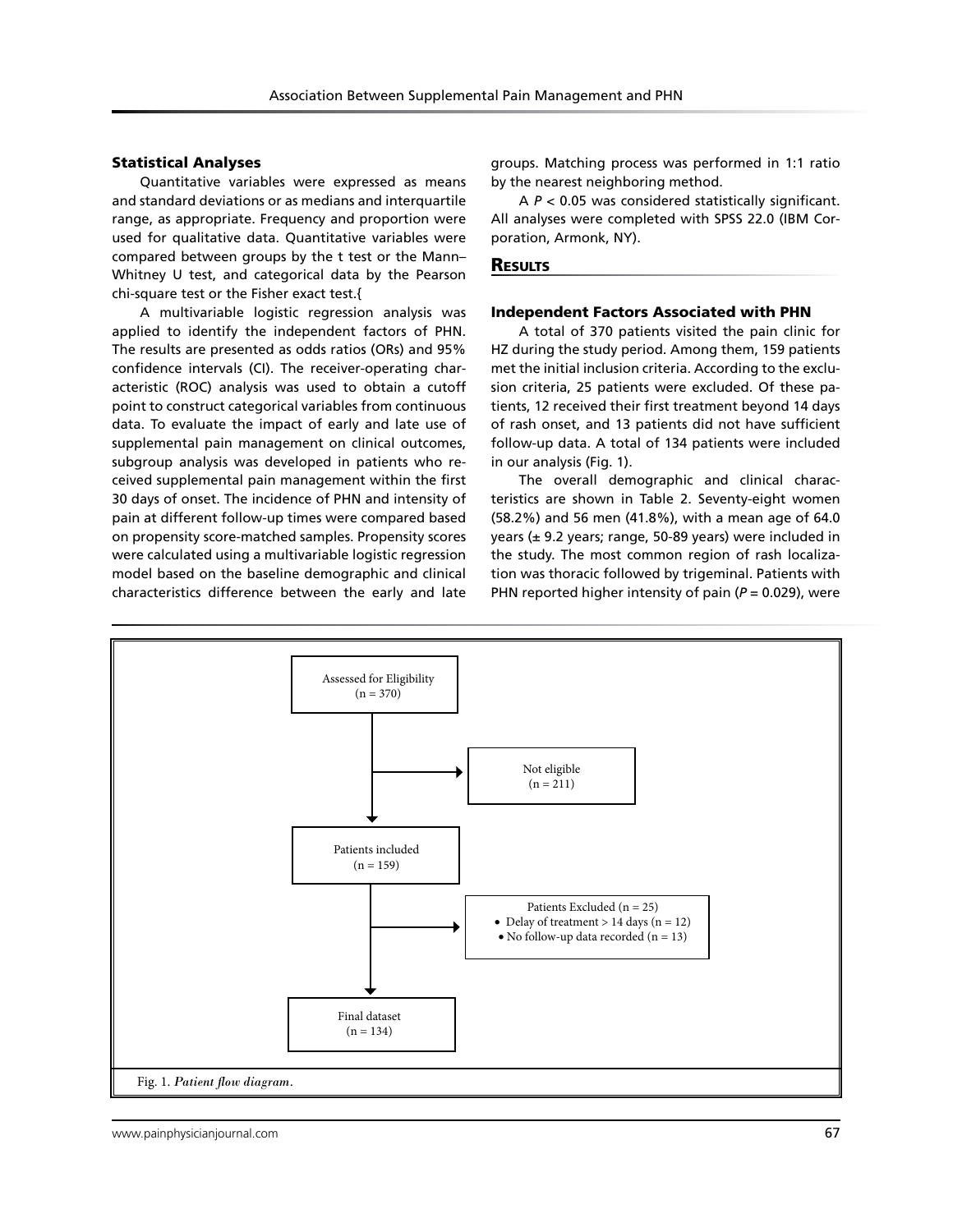### Statistical Analyses

Quantitative variables were expressed as means and standard deviations or as medians and interquartile range, as appropriate. Frequency and proportion were used for qualitative data. Quantitative variables were compared between groups by the t test or the Mann–Whitney U test, and categorical data by the Pearson chi-square test or the Fisher exact test.{

A multivariable logistic regression analysis was applied to identify the independent factors of PHN. The results are presented as odds ratios (ORs) and 95% confidence intervals (CI). The receiver-operating characteristic (ROC) analysis was used to obtain a cutoff point to construct categorical variables from continuous data. To evaluate the impact of early and late use of supplemental pain management on clinical outcomes, subgroup analysis was developed in patients who received supplemental pain management within the first 30 days of onset. The incidence of PHN and intensity of pain at different follow-up times were compared based on propensity score-matched samples. Propensity scores were calculated using a multivariable logistic regression model based on the baseline demographic and clinical characteristics difference between the early and late groups. Matching process was performed in 1:1 ratio by the nearest neighboring method.

A $P < 0.05$ was considered statistically significant. All analyses were completed with SPSS 22.0 (IBM Corporation, Armonk, NY).

## Results

### Independent Factors Associated with PHN

A total of 370 patients visited the pain clinic for HZ during the study period. Among them, 159 patients met the initial inclusion criteria. According to the exclusion criteria, 25 patients were excluded. Of these patients, 12 received their first treatment beyond 14 days of rash onset, and 13 patients did not have sufficient follow-up data. A total of 134 patients were included in our analysis (Fig. 1).

The overall demographic and clinical characteristics are shown in Table 2. Seventy-eight women (58.2%) and 56 men (41.8%), with a mean age of 64.0 years (± 9.2 years; range, 50-89 years) were included in the study. The most common region of rash localization was thoracic followed by trigeminal. Patients with PHN reported higher intensity of pain ($P = 0.029$), were

Assessed for Eligibility (n = 370)

Not eligible (n = 211)

Patients included (n = 159)

Patients Excluded (n = 25)
- Delay of treatment > 14 days (n = 12)
- No follow-up data recorded (n = 13)

Final dataset (n = 134)

Fig. 1. *Patient flow diagram.*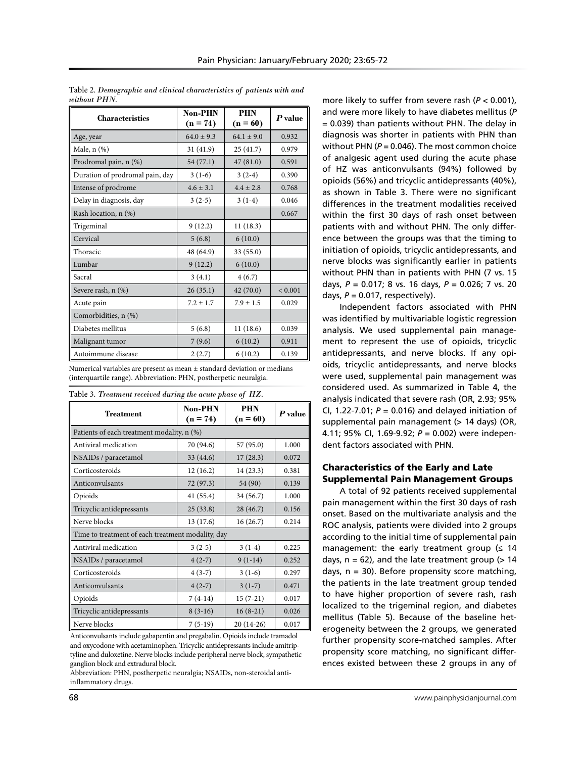Table 2. *Demographic and clinical characteristics of patients with and without PHN.*

| Characteristics | Non-PHN (n = 74) | PHN (n = 60) | P value |
|---|---|---|---|
| Age, year | 64.0 ± 9.3 | 64.1 ± 9.0 | 0.932 |
| Male, n (%) | 31 (41.9) | 25 (41.7) | 0.979 |
| Prodromal pain, n (%) | 54 (77.1) | 47 (81.0) | 0.591 |
| Duration of prodromal pain, day | 3 (1-6) | 3 (2-4) | 0.390 |
| Intense of prodrome | 4.6 ± 3.1 | 4.4 ± 2.8 | 0.768 |
| Delay in diagnosis, day | 3 (2-5) | 3 (1-4) | 0.046 |
| Rash location, n (%) | | | 0.667 |
| Trigeminal | 9 (12.2) | 11 (18.3) | |
| Cervical | 5 (6.8) | 6 (10.0) | |
| Thoracic | 48 (64.9) | 33 (55.0) | |
| Lumbar | 9 (12.2) | 6 (10.0) | |
| Sacral | 3 (4.1) | 4 (6.7) | |
| Severe rash, n (%) | 26 (35.1) | 42 (70.0) | < 0.001 |
| Acute pain | 7.2 ± 1.7 | 7.9 ± 1.5 | 0.029 |
| Comorbidities, n (%) | | | |
| Diabetes mellitus | 5 (6.8) | 11 (18.6) | 0.039 |
| Malignant tumor | 7 (9.6) | 6 (10.2) | 0.911 |
| Autoimmune disease | 2 (2.7) | 6 (10.2) | 0.139 |

Numerical variables are present as mean ± standard deviation or medians (interquartile range). Abbreviation: PHN, postherpetic neuralgia.

Table 3. *Treatment received during the acute phase of HZ.*

| Treatment | Non-PHN (n = 74) | PHN (n = 60) | P value |
|---|---|---|---|
| Patients of each treatment modality, n (%) | | | |
| Antiviral medication | 70 (94.6) | 57 (95.0) | 1.000 |
| NSAIDs / paracetamol | 33 (44.6) | 17 (28.3) | 0.072 |
| Corticosteroids | 12 (16.2) | 14 (23.3) | 0.381 |
| Anticonvulsants | 72 (97.3) | 54 (90) | 0.139 |
| Opioids | 41 (55.4) | 34 (56.7) | 1.000 |
| Tricyclic antidepressants | 25 (33.8) | 28 (46.7) | 0.156 |
| Nerve blocks | 13 (17.6) | 16 (26.7) | 0.214 |
| Time to treatment of each treatment modality, day | | | |
| Antiviral medication | 3 (2-5) | 3 (1-4) | 0.225 |
| NSAIDs / paracetamol | 4 (2-7) | 9 (1-14) | 0.252 |
| Corticosteroids | 4 (3-7) | 3 (1-6) | 0.297 |
| Anticonvulsants | 4 (2-7) | 3 (1-7) | 0.471 |
| Opioids | 7 (4-14) | 15 (7-21) | 0.017 |
| Tricyclic antidepressants | 8 (3-16) | 16 (8-21) | 0.026 |
| Nerve blocks | 7 (5-19) | 20 (14-26) | 0.017 |

Anticonvulsants include gabapentin and pregabalin. Opioids include tramadol and oxycodone with acetaminophen. Tricyclic antidepressants include amitriptyline and duloxetine. Nerve blocks include peripheral nerve block, sympathetic ganglion block and extradural block.

Abbreviation: PHN, postherpetic neuralgia; NSAIDs, non-steroidal anti-inflammatory drugs.

more likely to suffer from severe rash ($P < 0.001$), and were more likely to have diabetes mellitus ($P = 0.039$) than patients without PHN. The delay in diagnosis was shorter in patients with PHN than without PHN ($P = 0.046$). The most common choice of analgesic agent used during the acute phase of HZ was anticonvulsants (94%) followed by opioids (56%) and tricyclic antidepressants (40%), as shown in Table 3. There were no significant differences in the treatment modalities received within the first 30 days of rash onset between patients with and without PHN. The only difference between the groups was that the timing to initiation of opioids, tricyclic antidepressants, and nerve blocks was significantly earlier in patients without PHN than in patients with PHN (7 vs. 15 days, $P = 0.017$; 8 vs. 16 days, $P = 0.026$; 7 vs. 20 days, $P = 0.017$, respectively).

Independent factors associated with PHN was identified by multivariable logistic regression analysis. We used supplemental pain management to represent the use of opioids, tricyclic antidepressants, and nerve blocks. If any opioids, tricyclic antidepressants, and nerve blocks were used, supplemental pain management was considered used. As summarized in Table 4, the analysis indicated that severe rash (OR, 2.93; 95% CI, 1.22-7.01; $P = 0.016$) and delayed initiation of supplemental pain management (> 14 days) (OR, 4.11; 95% CI, 1.69-9.92; $P = 0.002$) were independent factors associated with PHN.

## Characteristics of the Early and Late Supplemental Pain Management Groups

A total of 92 patients received supplemental pain management within the first 30 days of rash onset. Based on the multivariate analysis and the ROC analysis, patients were divided into 2 groups according to the initial time of supplemental pain management: the early treatment group (≤ 14 days, n = 62), and the late treatment group (> 14 days, n = 30). Before propensity score matching, the patients in the late treatment group tended to have higher proportion of severe rash, rash localized to the trigeminal region, and diabetes mellitus (Table 5). Because of the baseline heterogeneity between the 2 groups, we generated further propensity score-matched samples. After propensity score matching, no significant differences existed between these 2 groups in any of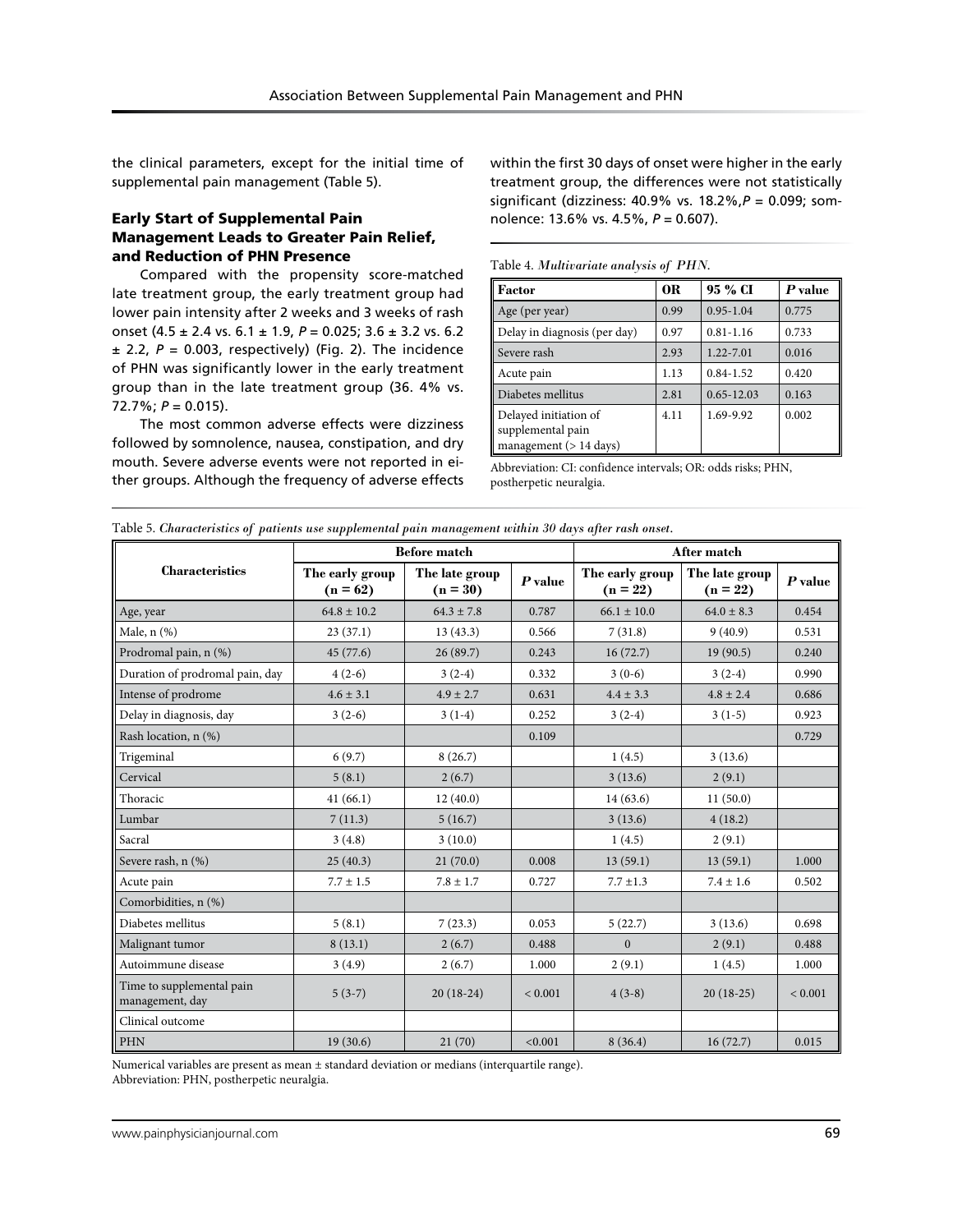the clinical parameters, except for the initial time of supplemental pain management (Table 5).

### Early Start of Supplemental Pain Management Leads to Greater Pain Relief, and Reduction of PHN Presence

Compared with the propensity score-matched late treatment group, the early treatment group had lower pain intensity after 2 weeks and 3 weeks of rash onset (4.5 ± 2.4 vs. 6.1 ± 1.9, $P = 0.025$; 3.6 ± 3.2 vs. 6.2 ± 2.2, $P = 0.003$, respectively) (Fig. 2). The incidence of PHN was significantly lower in the early treatment group than in the late treatment group (36. 4% vs. 72.7%; $P = 0.015$).

The most common adverse effects were dizziness followed by somnolence, nausea, constipation, and dry mouth. Severe adverse events were not reported in either groups. Although the frequency of adverse effects within the first 30 days of onset were higher in the early treatment group, the differences were not statistically significant (dizziness: 40.9% vs. 18.2%, $P = 0.099$; somnolence: 13.6% vs. 4.5%, $P = 0.607$).

Table 4. *Multivariate analysis of PHN.*

| Factor | OR | 95 % CI | *P* value |
|---|---|---|---|
| Age (per year) | 0.99 | 0.95-1.04 | 0.775 |
| Delay in diagnosis (per day) | 0.97 | 0.81-1.16 | 0.733 |
| Severe rash | 2.93 | 1.22-7.01 | 0.016 |
| Acute pain | 1.13 | 0.84-1.52 | 0.420 |
| Diabetes mellitus | 2.81 | 0.65-12.03 | 0.163 |
| Delayed initiation of supplemental pain management (> 14 days) | 4.11 | 1.69-9.92 | 0.002 |

Abbreviation: CI: confidence intervals; OR: odds risks; PHN, postherpetic neuralgia.

Table 5. *Characteristics of patients use supplemental pain management within 30 days after rash onset.*

| Characteristics | Before match | | | After match | | |
|---|---|---|---|---|---|---|
| | The early group (n = 62) | The late group (n = 30) | *P* value | The early group (n = 22) | The late group (n = 22) | *P* value |
| Age, year | 64.8 ± 10.2 | 64.3 ± 7.8 | 0.787 | 66.1 ± 10.0 | 64.0 ± 8.3 | 0.454 |
| Male, n (%) | 23 (37.1) | 13 (43.3) | 0.566 | 7 (31.8) | 9 (40.9) | 0.531 |
| Prodromal pain, n (%) | 45 (77.6) | 26 (89.7) | 0.243 | 16 (72.7) | 19 (90.5) | 0.240 |
| Duration of prodromal pain, day | 4 (2-6) | 3 (2-4) | 0.332 | 3 (0-6) | 3 (2-4) | 0.990 |
| Intense of prodrome | 4.6 ± 3.1 | 4.9 ± 2.7 | 0.631 | 4.4 ± 3.3 | 4.8 ± 2.4 | 0.686 |
| Delay in diagnosis, day | 3 (2-6) | 3 (1-4) | 0.252 | 3 (2-4) | 3 (1-5) | 0.923 |
| Rash location, n (%) | | | 0.109 | | | 0.729 |
| Trigeminal | 6 (9.7) | 8 (26.7) | | 1 (4.5) | 3 (13.6) | |
| Cervical | 5 (8.1) | 2 (6.7) | | 3 (13.6) | 2 (9.1) | |
| Thoracic | 41 (66.1) | 12 (40.0) | | 14 (63.6) | 11 (50.0) | |
| Lumbar | 7 (11.3) | 5 (16.7) | | 3 (13.6) | 4 (18.2) | |
| Sacral | 3 (4.8) | 3 (10.0) | | 1 (4.5) | 2 (9.1) | |
| Severe rash, n (%) | 25 (40.3) | 21 (70.0) | 0.008 | 13 (59.1) | 13 (59.1) | 1.000 |
| Acute pain | 7.7 ± 1.5 | 7.8 ± 1.7 | 0.727 | 7.7 ±1.3 | 7.4 ± 1.6 | 0.502 |
| Comorbidities, n (%) | | | | | | |
| Diabetes mellitus | 5 (8.1) | 7 (23.3) | 0.053 | 5 (22.7) | 3 (13.6) | 0.698 |
| Malignant tumor | 8 (13.1) | 2 (6.7) | 0.488 | 0 | 2 (9.1) | 0.488 |
| Autoimmune disease | 3 (4.9) | 2 (6.7) | 1.000 | 2 (9.1) | 1 (4.5) | 1.000 |
| Time to supplemental pain management, day | 5 (3-7) | 20 (18-24) | < 0.001 | 4 (3-8) | 20 (18-25) | < 0.001 |
| Clinical outcome | | | | | | |
| PHN | 19 (30.6) | 21 (70) | <0.001 | 8 (36.4) | 16 (72.7) | 0.015 |

Numerical variables are present as mean ± standard deviation or medians (interquartile range).
Abbreviation: PHN, postherpetic neuralgia.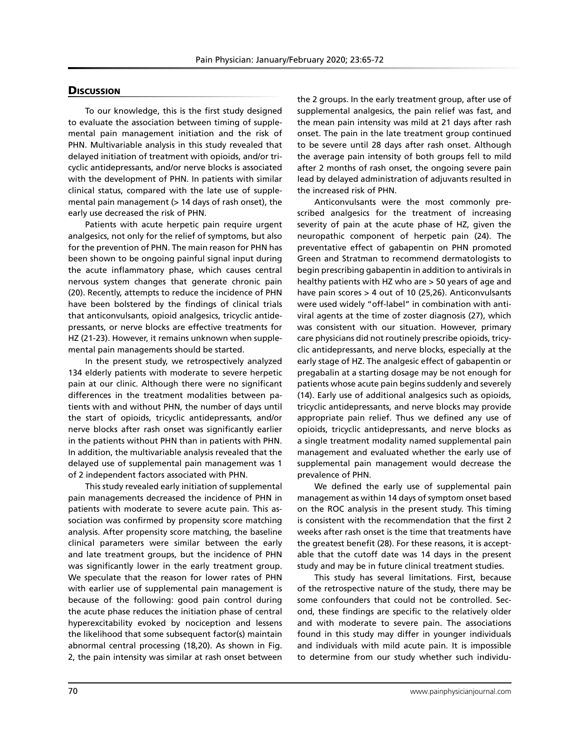## Discussion

To our knowledge, this is the first study designed to evaluate the association between timing of supplemental pain management initiation and the risk of PHN. Multivariable analysis in this study revealed that delayed initiation of treatment with opioids, and/or tricyclic antidepressants, and/or nerve blocks is associated with the development of PHN. In patients with similar clinical status, compared with the late use of supplemental pain management (> 14 days of rash onset), the early use decreased the risk of PHN.

Patients with acute herpetic pain require urgent analgesics, not only for the relief of symptoms, but also for the prevention of PHN. The main reason for PHN has been shown to be ongoing painful signal input during the acute inflammatory phase, which causes central nervous system changes that generate chronic pain (20). Recently, attempts to reduce the incidence of PHN have been bolstered by the findings of clinical trials that anticonvulsants, opioid analgesics, tricyclic antidepressants, or nerve blocks are effective treatments for HZ (21-23). However, it remains unknown when supplemental pain managements should be started.

In the present study, we retrospectively analyzed 134 elderly patients with moderate to severe herpetic pain at our clinic. Although there were no significant differences in the treatment modalities between patients with and without PHN, the number of days until the start of opioids, tricyclic antidepressants, and/or nerve blocks after rash onset was significantly earlier in the patients without PHN than in patients with PHN. In addition, the multivariable analysis revealed that the delayed use of supplemental pain management was 1 of 2 independent factors associated with PHN.

This study revealed early initiation of supplemental pain managements decreased the incidence of PHN in patients with moderate to severe acute pain. This association was confirmed by propensity score matching analysis. After propensity score matching, the baseline clinical parameters were similar between the early and late treatment groups, but the incidence of PHN was significantly lower in the early treatment group. We speculate that the reason for lower rates of PHN with earlier use of supplemental pain management is because of the following: good pain control during the acute phase reduces the initiation phase of central hyperexcitability evoked by nociception and lessens the likelihood that some subsequent factor(s) maintain abnormal central processing (18,20). As shown in Fig. 2, the pain intensity was similar at rash onset between the 2 groups. In the early treatment group, after use of supplemental analgesics, the pain relief was fast, and the mean pain intensity was mild at 21 days after rash onset. The pain in the late treatment group continued to be severe until 28 days after rash onset. Although the average pain intensity of both groups fell to mild after 2 months of rash onset, the ongoing severe pain lead by delayed administration of adjuvants resulted in the increased risk of PHN.

Anticonvulsants were the most commonly prescribed analgesics for the treatment of increasing severity of pain at the acute phase of HZ, given the neuropathic component of herpetic pain (24). The preventative effect of gabapentin on PHN promoted Green and Stratman to recommend dermatologists to begin prescribing gabapentin in addition to antivirals in healthy patients with HZ who are > 50 years of age and have pain scores > 4 out of 10 (25,26). Anticonvulsants were used widely "off-label" in combination with antiviral agents at the time of zoster diagnosis (27), which was consistent with our situation. However, primary care physicians did not routinely prescribe opioids, tricyclic antidepressants, and nerve blocks, especially at the early stage of HZ. The analgesic effect of gabapentin or pregabalin at a starting dosage may be not enough for patients whose acute pain begins suddenly and severely (14). Early use of additional analgesics such as opioids, tricyclic antidepressants, and nerve blocks may provide appropriate pain relief. Thus we defined any use of opioids, tricyclic antidepressants, and nerve blocks as a single treatment modality named supplemental pain management and evaluated whether the early use of supplemental pain management would decrease the prevalence of PHN.

We defined the early use of supplemental pain management as within 14 days of symptom onset based on the ROC analysis in the present study. This timing is consistent with the recommendation that the first 2 weeks after rash onset is the time that treatments have the greatest benefit (28). For these reasons, it is acceptable that the cutoff date was 14 days in the present study and may be in future clinical treatment studies.

This study has several limitations. First, because of the retrospective nature of the study, there may be some confounders that could not be controlled. Second, these findings are specific to the relatively older and with moderate to severe pain. The associations found in this study may differ in younger individuals and individuals with mild acute pain. It is impossible to determine from our study whether such individu-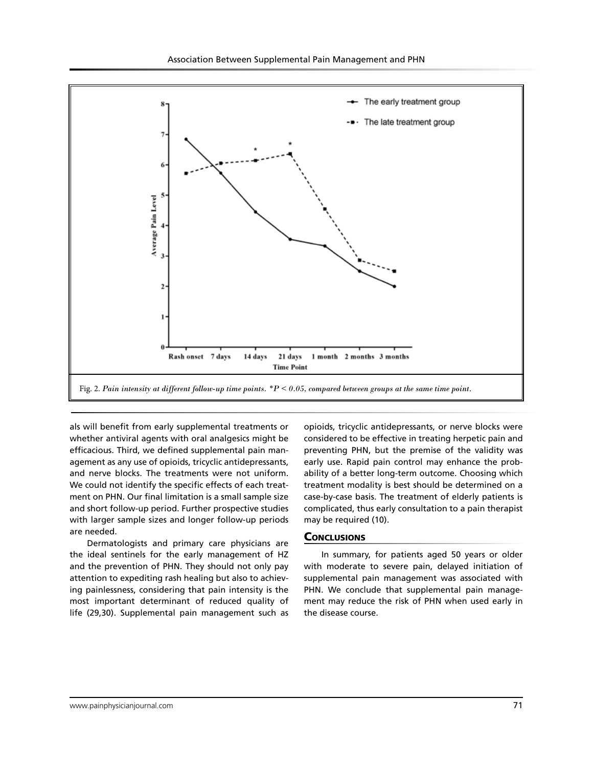Fig. 2. *Pain intensity at different follow-up time points. \*$P < 0.05$, compared between groups at the same time point.*

als will benefit from early supplemental treatments or whether antiviral agents with oral analgesics might be efficacious. Third, we defined supplemental pain management as any use of opioids, tricyclic antidepressants, and nerve blocks. The treatments were not uniform. We could not identify the specific effects of each treatment on PHN. Our final limitation is a small sample size and short follow-up period. Further prospective studies with larger sample sizes and longer follow-up periods are needed.

Dermatologists and primary care physicians are the ideal sentinels for the early management of HZ and the prevention of PHN. They should not only pay attention to expediting rash healing but also to achieving painlessness, considering that pain intensity is the most important determinant of reduced quality of life (29,30). Supplemental pain management such as opioids, tricyclic antidepressants, or nerve blocks were considered to be effective in treating herpetic pain and preventing PHN, but the premise of the validity was early use. Rapid pain control may enhance the probability of a better long-term outcome. Choosing which treatment modality is best should be determined on a case-by-case basis. The treatment of elderly patients is complicated, thus early consultation to a pain therapist may be required (10).

## Conclusions

In summary, for patients aged 50 years or older with moderate to severe pain, delayed initiation of supplemental pain management was associated with PHN. We conclude that supplemental pain management may reduce the risk of PHN when used early in the disease course.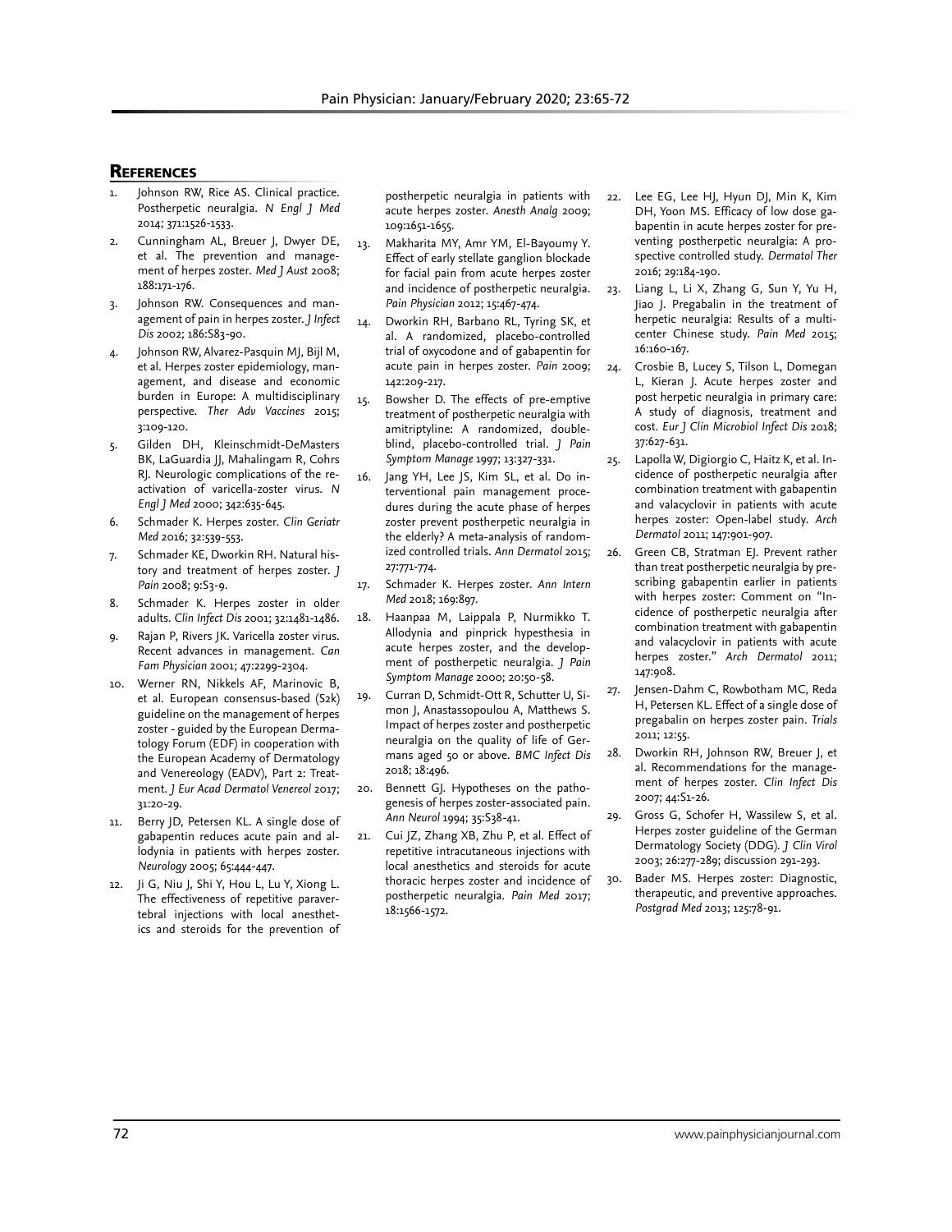## References

1. Johnson RW, Rice AS. Clinical practice. Postherpetic neuralgia. *N Engl J Med* 2014; 371:1526-1533.
2. Cunningham AL, Breuer J, Dwyer DE, et al. The prevention and management of herpes zoster. *Med J Aust* 2008; 188:171-176.
3. Johnson RW. Consequences and management of pain in herpes zoster. *J Infect Dis* 2002; 186:S83-90.
4. Johnson RW, Alvarez-Pasquin MJ, Bijl M, et al. Herpes zoster epidemiology, management, and disease and economic burden in Europe: A multidisciplinary perspective. *Ther Adv Vaccines* 2015; 3:109-120.
5. Gilden DH, Kleinschmidt-DeMasters BK, LaGuardia JJ, Mahalingam R, Cohrs RJ. Neurologic complications of the reactivation of varicella-zoster virus. *N Engl J Med* 2000; 342:635-645.
6. Schmader K. Herpes zoster. *Clin Geriatr Med* 2016; 32:539-553.
7. Schmader KE, Dworkin RH. Natural history and treatment of herpes zoster. *J Pain* 2008; 9:S3-9.
8. Schmader K. Herpes zoster in older adults. *Clin Infect Dis* 2001; 32:1481-1486.
9. Rajan P, Rivers JK. Varicella zoster virus. Recent advances in management. *Can Fam Physician* 2001; 47:2299-2304.
10. Werner RN, Nikkels AF, Marinovic B, et al. European consensus-based (S2k) guideline on the management of herpes zoster - guided by the European Dermatology Forum (EDF) in cooperation with the European Academy of Dermatology and Venereology (EADV), Part 2: Treatment. *J Eur Acad Dermatol Venereol* 2017; 31:20-29.
11. Berry JD, Petersen KL. A single dose of gabapentin reduces acute pain and allodynia in patients with herpes zoster. *Neurology* 2005; 65:444-447.
12. Ji G, Niu J, Shi Y, Hou L, Lu Y, Xiong L. The effectiveness of repetitive paravertebral injections with local anesthetics and steroids for the prevention of postherpetic neuralgia in patients with acute herpes zoster. *Anesth Analg* 2009; 109:1651-1655.
13. Makharita MY, Amr YM, El-Bayoumy Y. Effect of early stellate ganglion blockade for facial pain from acute herpes zoster and incidence of postherpetic neuralgia. *Pain Physician* 2012; 15:467-474.
14. Dworkin RH, Barbano RL, Tyring SK, et al. A randomized, placebo-controlled trial of oxycodone and of gabapentin for acute pain in herpes zoster. *Pain* 2009; 142:209-217.
15. Bowsher D. The effects of pre-emptive treatment of postherpetic neuralgia with amitriptyline: A randomized, double-blind, placebo-controlled trial. *J Pain Symptom Manage* 1997; 13:327-331.
16. Jang YH, Lee JS, Kim SL, et al. Do interventional pain management procedures during the acute phase of herpes zoster prevent postherpetic neuralgia in the elderly? A meta-analysis of randomized controlled trials. *Ann Dermatol* 2015; 27:771-774.
17. Schmader K. Herpes zoster. *Ann Intern Med* 2018; 169:897.
18. Haanpaa M, Laippala P, Nurmikko T. Allodynia and pinprick hypesthesia in acute herpes zoster, and the development of postherpetic neuralgia. *J Pain Symptom Manage* 2000; 20:50-58.
19. Curran D, Schmidt-Ott R, Schutter U, Simon J, Anastassopoulou A, Matthews S. Impact of herpes zoster and postherpetic neuralgia on the quality of life of Germans aged 50 or above. *BMC Infect Dis* 2018; 18:496.
20. Bennett GJ. Hypotheses on the pathogenesis of herpes zoster-associated pain. *Ann Neurol* 1994; 35:S38-41.
21. Cui JZ, Zhang XB, Zhu P, et al. Effect of repetitive intracutaneous injections with local anesthetics and steroids for acute thoracic herpes zoster and incidence of postherpetic neuralgia. *Pain Med* 2017; 18:1566-1572.
22. Lee EG, Lee HJ, Hyun DJ, Min K, Kim DH, Yoon MS. Efficacy of low dose gabapentin in acute herpes zoster for preventing postherpetic neuralgia: A prospective controlled study. *Dermatol Ther* 2016; 29:184-190.
23. Liang L, Li X, Zhang G, Sun Y, Yu H, Jiao J. Pregabalin in the treatment of herpetic neuralgia: Results of a multicenter Chinese study. *Pain Med* 2015; 16:160-167.
24. Crosbie B, Lucey S, Tilson L, Domegan L, Kieran J. Acute herpes zoster and post herpetic neuralgia in primary care: A study of diagnosis, treatment and cost. *Eur J Clin Microbiol Infect Dis* 2018; 37:627-631.
25. Lapolla W, Digiorgio C, Haitz K, et al. Incidence of postherpetic neuralgia after combination treatment with gabapentin and valacyclovir in patients with acute herpes zoster: Open-label study. *Arch Dermatol* 2011; 147:901-907.
26. Green CB, Stratman EJ. Prevent rather than treat postherpetic neuralgia by prescribing gabapentin earlier in patients with herpes zoster: Comment on "Incidence of postherpetic neuralgia after combination treatment with gabapentin and valacyclovir in patients with acute herpes zoster." *Arch Dermatol* 2011; 147:908.
27. Jensen-Dahm C, Rowbotham MC, Reda H, Petersen KL. Effect of a single dose of pregabalin on herpes zoster pain. *Trials* 2011; 12:55.
28. Dworkin RH, Johnson RW, Breuer J, et al. Recommendations for the management of herpes zoster. *Clin Infect Dis* 2007; 44:S1-26.
29. Gross G, Schofer H, Wassilew S, et al. Herpes zoster guideline of the German Dermatology Society (DDG). *J Clin Virol* 2003; 26:277-289; discussion 291-293.
30. Bader MS. Herpes zoster: Diagnostic, therapeutic, and preventive approaches. *Postgrad Med* 2013; 125:78-91.